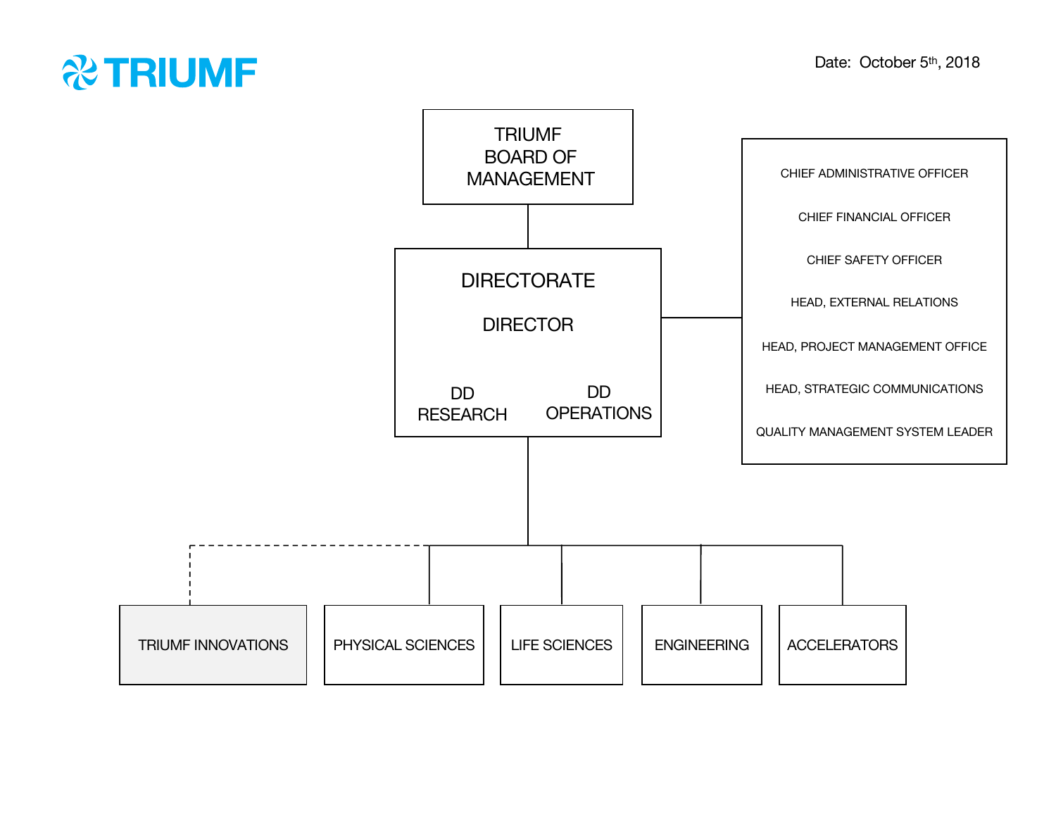# TRIUMF

Date: October 5th, 2018

**TRIUMF BOARD OF MANAGEMENT**

**DIRECTORATE**

DIRECTOR

DD RESEARCH

DD OPERATIONS

- CHIEF ADMINISTRATIVE OFFICER
- CHIEF FINANCIAL OFFICER
- CHIEF SAFETY OFFICER
- HEAD, EXTERNAL RELATIONS
- HEAD, PROJECT MANAGEMENT OFFICE
- HEAD, STRATEGIC COMMUNICATIONS
- QUALITY MANAGEMENT SYSTEM LEADER

- TRIUMF INNOVATIONS
- PHYSICAL SCIENCES
- LIFE SCIENCES
- ENGINEERING
- ACCELERATORS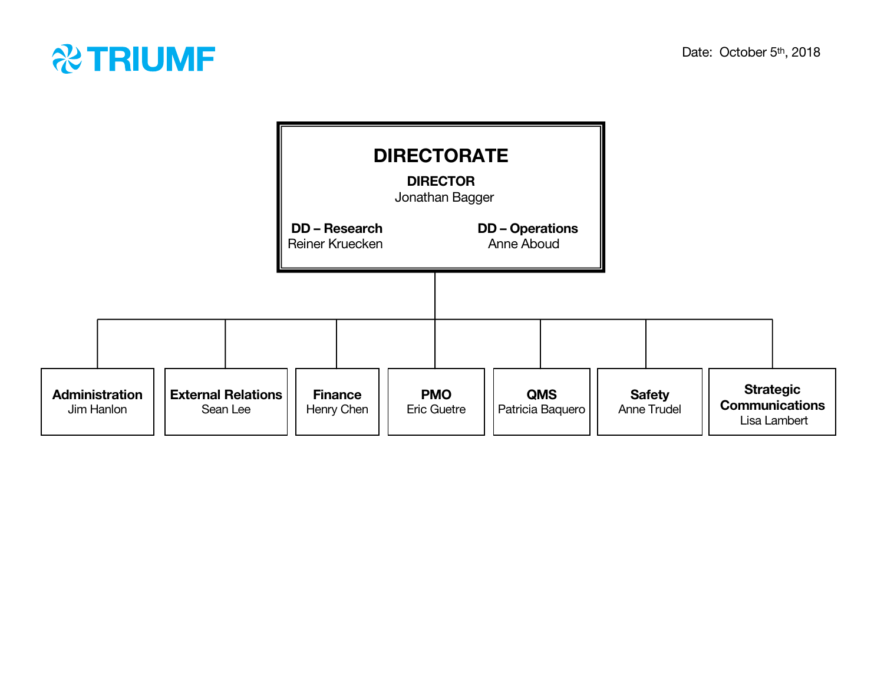TRIUMF

Date: October 5th, 2018

# DIRECTORATE

**DIRECTOR**
Jonathan Bagger

**DD – Research**
Reiner Kruecken

**DD – Operations**
Anne Aboud

- **Administration**
  Jim Hanlon
- **External Relations**
  Sean Lee
- **Finance**
  Henry Chen
- **PMO**
  Eric Guetre
- **QMS**
  Patricia Baquero
- **Safety**
  Anne Trudel
- **Strategic Communications**
  Lisa Lambert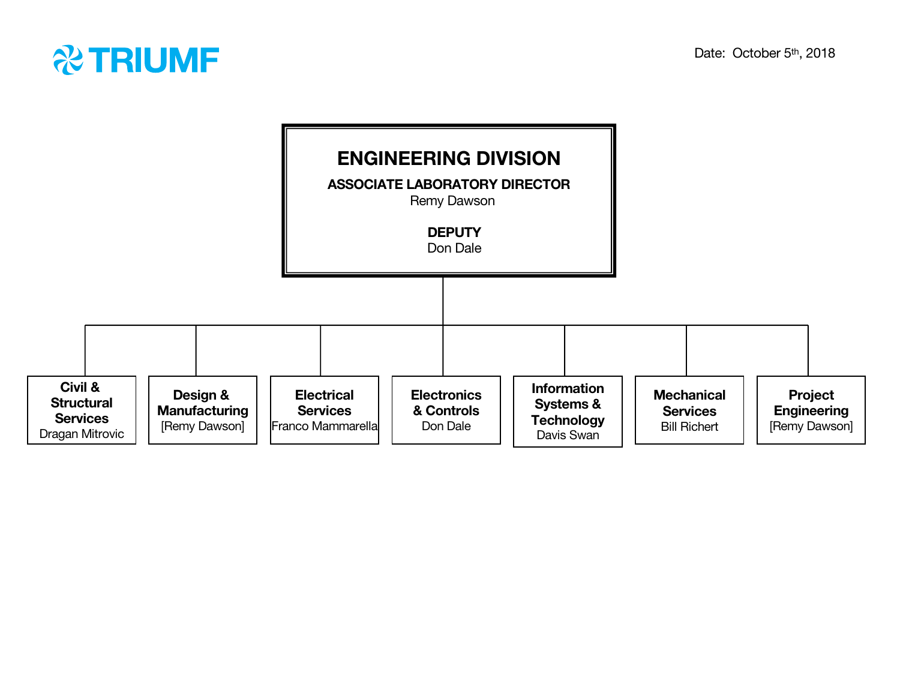TRIUMF

Date: October 5th, 2018

# ENGINEERING DIVISION

**ASSOCIATE LABORATORY DIRECTOR**
Remy Dawson

**DEPUTY**
Don Dale

- **Civil & Structural Services** — Dragan Mitrovic
- **Design & Manufacturing** — [Remy Dawson]
- **Electrical Services** — Franco Mammarella
- **Electronics & Controls** — Don Dale
- **Information Systems & Technology** — Davis Swan
- **Mechanical Services** — Bill Richert
- **Project Engineering** — [Remy Dawson]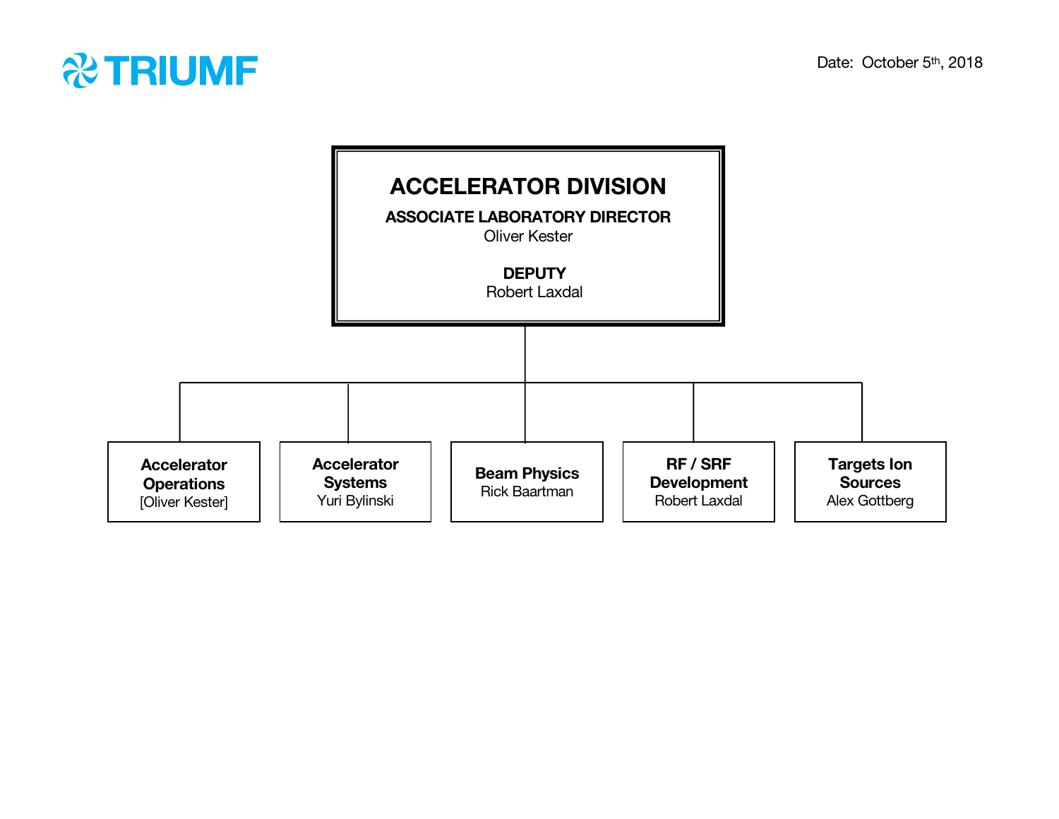TRIUMF

Date: October 5th, 2018

# ACCELERATOR DIVISION

**ASSOCIATE LABORATORY DIRECTOR**
Oliver Kester

**DEPUTY**
Robert Laxdal

- **Accelerator Operations**
  [Oliver Kester]
- **Accelerator Systems**
  Yuri Bylinski
- **Beam Physics**
  Rick Baartman
- **RF / SRF Development**
  Robert Laxdal
- **Targets Ion Sources**
  Alex Gottberg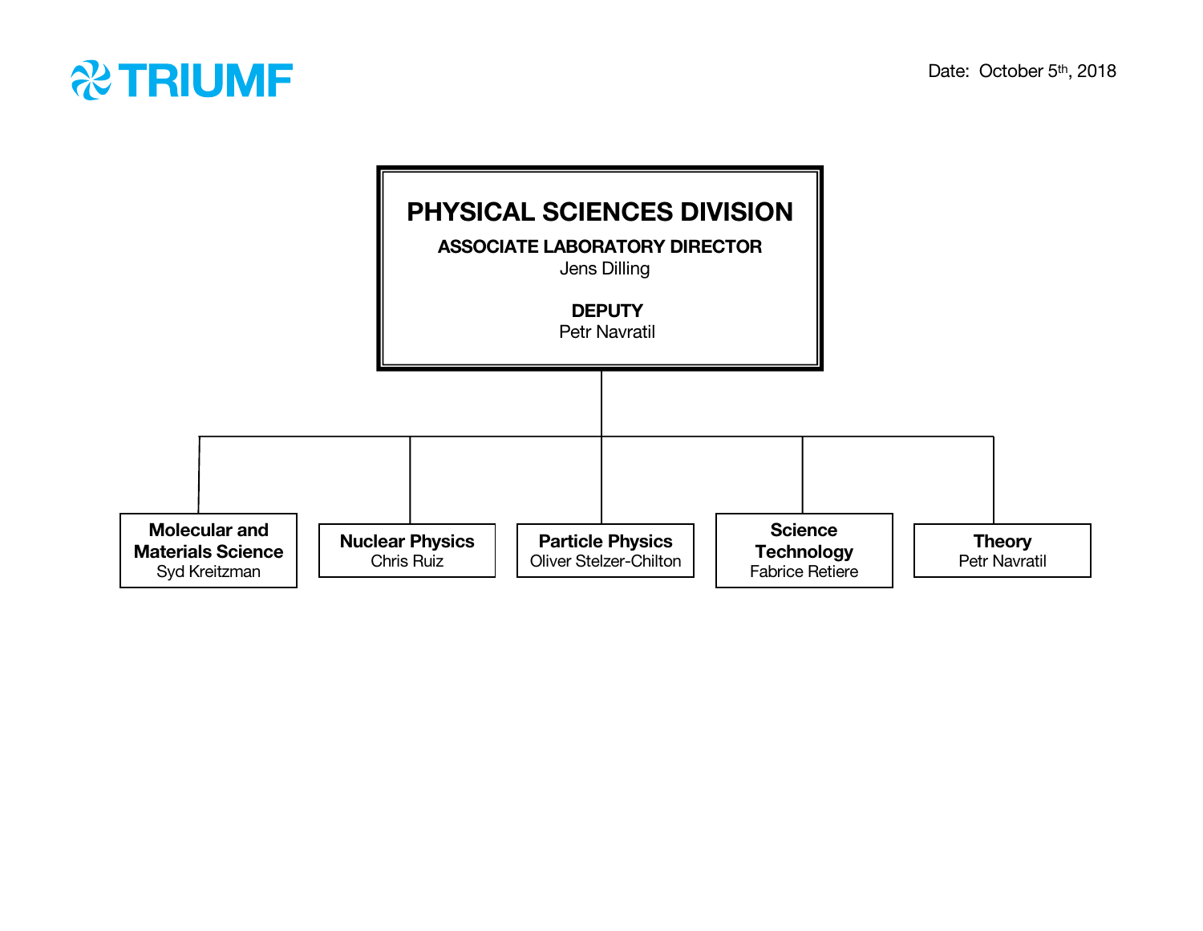TRIUMF

Date: October 5th, 2018

# PHYSICAL SCIENCES DIVISION

**ASSOCIATE LABORATORY DIRECTOR**
Jens Dilling

**DEPUTY**
Petr Navratil

- **Molecular and Materials Science**
  Syd Kreitzman
- **Nuclear Physics**
  Chris Ruiz
- **Particle Physics**
  Oliver Stelzer-Chilton
- **Science Technology**
  Fabrice Retiere
- **Theory**
  Petr Navratil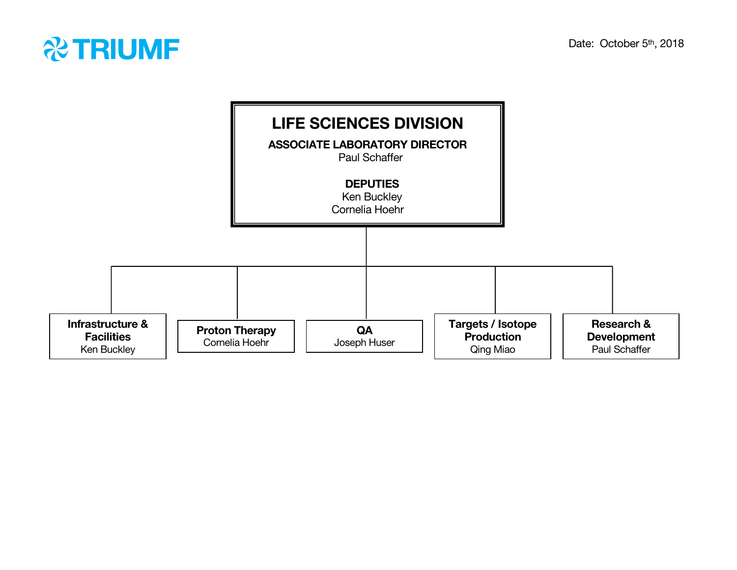TRIUMF

Date: October 5th, 2018

# LIFE SCIENCES DIVISION

**ASSOCIATE LABORATORY DIRECTOR**
Paul Schaffer

**DEPUTIES**
Ken Buckley
Cornelia Hoehr

**Infrastructure & Facilities**
Ken Buckley

**Proton Therapy**
Cornelia Hoehr

**QA**
Joseph Huser

**Targets / Isotope Production**
Qing Miao

**Research & Development**
Paul Schaffer